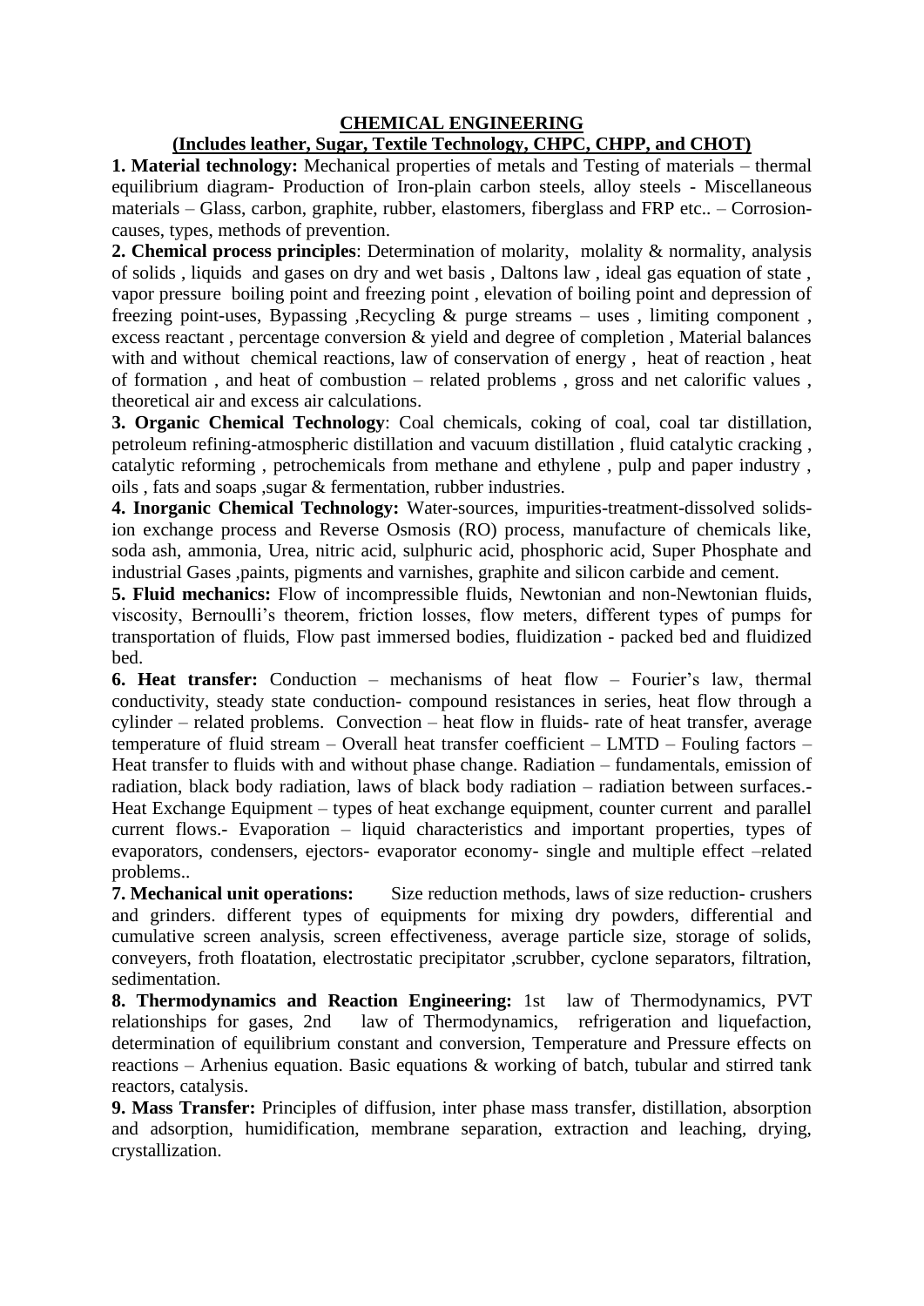# CHEMICAL ENGINEERING

## (Includes leather, Sugar, Textile Technology, CHPC, CHPP, and CHOT)

**1. Material technology:** Mechanical properties of metals and Testing of materials – thermal equilibrium diagram- Production of Iron-plain carbon steels, alloy steels - Miscellaneous materials – Glass, carbon, graphite, rubber, elastomers, fiberglass and FRP etc.. – Corrosion-causes, types, methods of prevention.

**2. Chemical process principles**: Determination of molarity, molality & normality, analysis of solids , liquids and gases on dry and wet basis , Daltons law , ideal gas equation of state , vapor pressure boiling point and freezing point , elevation of boiling point and depression of freezing point-uses, Bypassing ,Recycling & purge streams – uses , limiting component , excess reactant , percentage conversion & yield and degree of completion , Material balances with and without chemical reactions, law of conservation of energy , heat of reaction , heat of formation , and heat of combustion – related problems , gross and net calorific values , theoretical air and excess air calculations.

**3. Organic Chemical Technology**: Coal chemicals, coking of coal, coal tar distillation, petroleum refining-atmospheric distillation and vacuum distillation , fluid catalytic cracking , catalytic reforming , petrochemicals from methane and ethylene , pulp and paper industry , oils , fats and soaps ,sugar & fermentation, rubber industries.

**4. Inorganic Chemical Technology:** Water-sources, impurities-treatment-dissolved solids-ion exchange process and Reverse Osmosis (RO) process, manufacture of chemicals like, soda ash, ammonia, Urea, nitric acid, sulphuric acid, phosphoric acid, Super Phosphate and industrial Gases ,paints, pigments and varnishes, graphite and silicon carbide and cement.

**5. Fluid mechanics:** Flow of incompressible fluids, Newtonian and non-Newtonian fluids, viscosity, Bernoulli's theorem, friction losses, flow meters, different types of pumps for transportation of fluids, Flow past immersed bodies, fluidization - packed bed and fluidized bed.

**6. Heat transfer:** Conduction – mechanisms of heat flow – Fourier's law, thermal conductivity, steady state conduction- compound resistances in series, heat flow through a cylinder – related problems. Convection – heat flow in fluids- rate of heat transfer, average temperature of fluid stream – Overall heat transfer coefficient – LMTD – Fouling factors – Heat transfer to fluids with and without phase change. Radiation – fundamentals, emission of radiation, black body radiation, laws of black body radiation – radiation between surfaces.- Heat Exchange Equipment – types of heat exchange equipment, counter current and parallel current flows.- Evaporation – liquid characteristics and important properties, types of evaporators, condensers, ejectors- evaporator economy- single and multiple effect –related problems..

**7. Mechanical unit operations:** Size reduction methods, laws of size reduction- crushers and grinders. different types of equipments for mixing dry powders, differential and cumulative screen analysis, screen effectiveness, average particle size, storage of solids, conveyers, froth floatation, electrostatic precipitator ,scrubber, cyclone separators, filtration, sedimentation.

**8. Thermodynamics and Reaction Engineering:** 1st law of Thermodynamics, PVT relationships for gases, 2nd law of Thermodynamics, refrigeration and liquefaction, determination of equilibrium constant and conversion, Temperature and Pressure effects on reactions – Arhenius equation. Basic equations & working of batch, tubular and stirred tank reactors, catalysis.

**9. Mass Transfer:** Principles of diffusion, inter phase mass transfer, distillation, absorption and adsorption, humidification, membrane separation, extraction and leaching, drying, crystallization.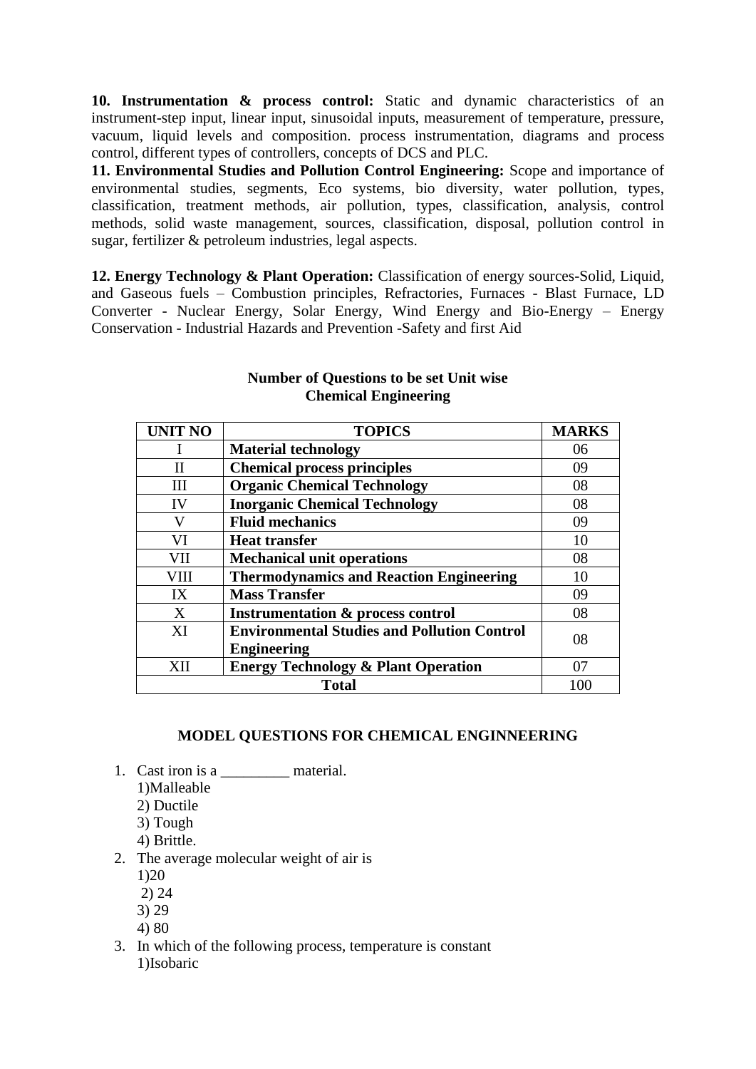**10. Instrumentation & process control:** Static and dynamic characteristics of an instrument-step input, linear input, sinusoidal inputs, measurement of temperature, pressure, vacuum, liquid levels and composition. process instrumentation, diagrams and process control, different types of controllers, concepts of DCS and PLC.

**11. Environmental Studies and Pollution Control Engineering:** Scope and importance of environmental studies, segments, Eco systems, bio diversity, water pollution, types, classification, treatment methods, air pollution, types, classification, analysis, control methods, solid waste management, sources, classification, disposal, pollution control in sugar, fertilizer & petroleum industries, legal aspects.

**12. Energy Technology & Plant Operation:** Classification of energy sources-Solid, Liquid, and Gaseous fuels – Combustion principles, Refractories, Furnaces - Blast Furnace, LD Converter - Nuclear Energy, Solar Energy, Wind Energy and Bio-Energy – Energy Conservation - Industrial Hazards and Prevention -Safety and first Aid

**Number of Questions to be set Unit wise**
**Chemical Engineering**

| UNIT NO | TOPICS | MARKS |
|---|---|---|
| I | **Material technology** | 06 |
| II | **Chemical process principles** | 09 |
| III | **Organic Chemical Technology** | 08 |
| IV | **Inorganic Chemical Technology** | 08 |
| V | **Fluid mechanics** | 09 |
| VI | **Heat transfer** | 10 |
| VII | **Mechanical unit operations** | 08 |
| VIII | **Thermodynamics and Reaction Engineering** | 10 |
| IX | **Mass Transfer** | 09 |
| X | **Instrumentation & process control** | 08 |
| XI | **Environmental Studies and Pollution Control Engineering** | 08 |
| XII | **Energy Technology & Plant Operation** | 07 |
| **Total** | | 100 |

**MODEL QUESTIONS FOR CHEMICAL ENGINNEERING**

1. Cast iron is a _________ material.
   1)Malleable
   2) Ductile
   3) Tough
   4) Brittle.
2. The average molecular weight of air is
   1)20
   2) 24
   3) 29
   4) 80
3. In which of the following process, temperature is constant
   1)Isobaric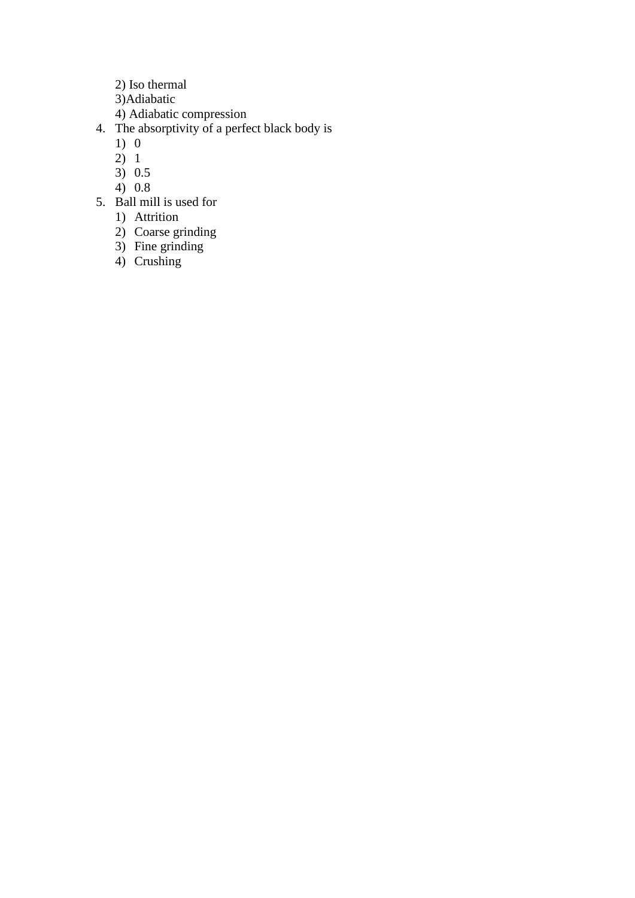2) Iso thermal
3)Adiabatic
4) Adiabatic compression

4. The absorptivity of a perfect black body is
   1) 0
   2) 1
   3) 0.5
   4) 0.8
5. Ball mill is used for
   1) Attrition
   2) Coarse grinding
   3) Fine grinding
   4) Crushing